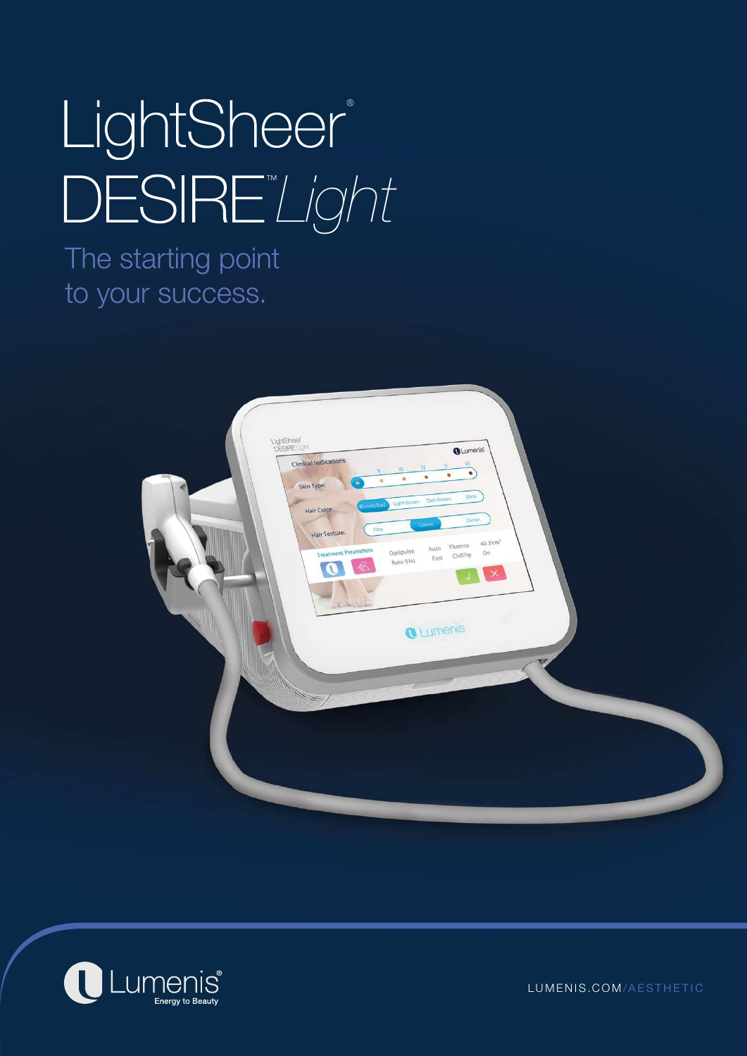# LightSheer® DESIRE™ *Light*

## The starting point to your success.

Lumenis® Energy to Beauty

LUMENIS.COM/AESTHETIC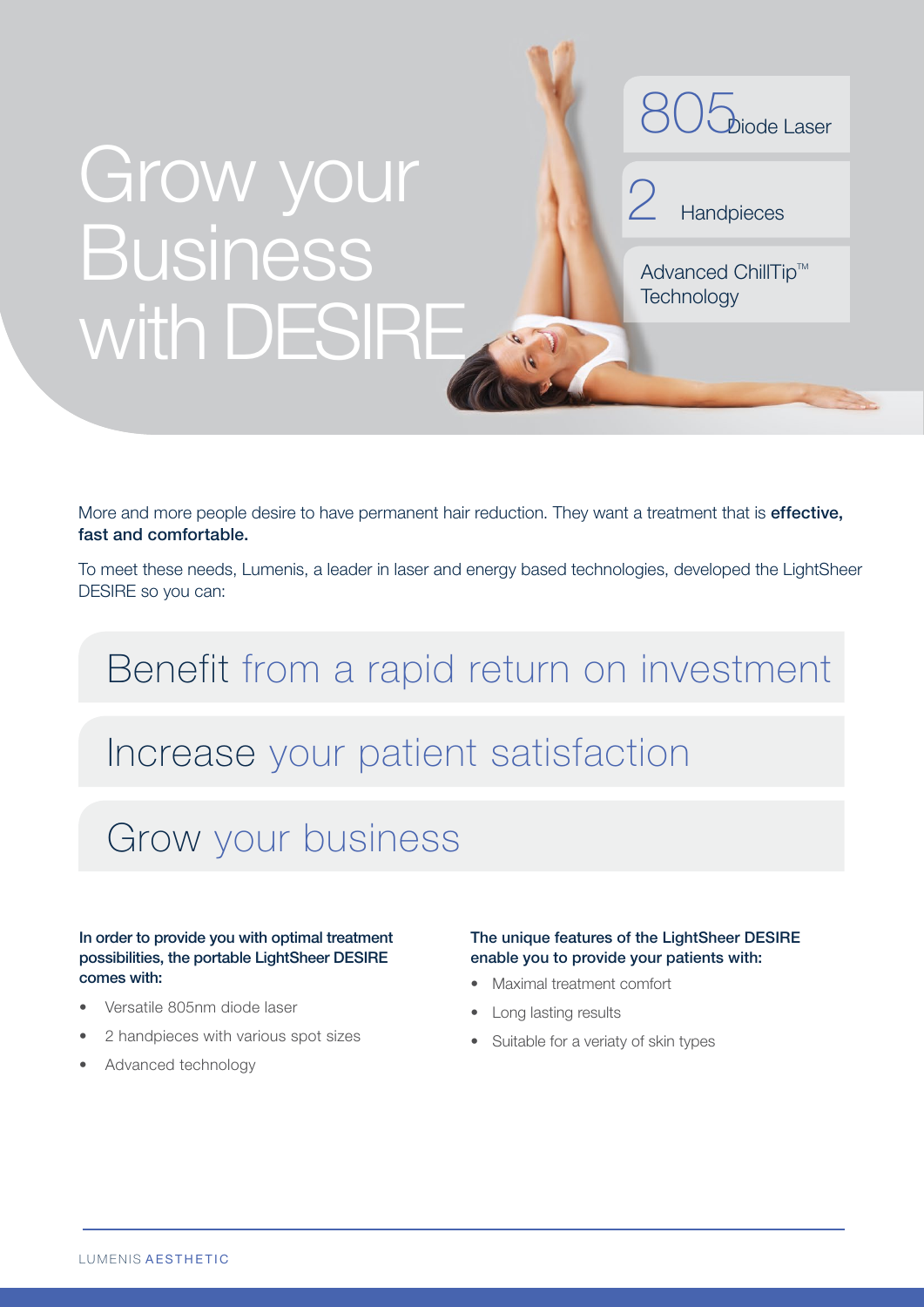# Grow your Business with DESIRE

805 Diode Laser

2 Handpieces

Advanced ChillTip™ Technology

More and more people desire to have permanent hair reduction. They want a treatment that is **effective, fast and comfortable.**

To meet these needs, Lumenis, a leader in laser and energy based technologies, developed the LightSheer DESIRE so you can:

## Benefit from a rapid return on investment

## Increase your patient satisfaction

## Grow your business

**In order to provide you with optimal treatment possibilities, the portable LightSheer DESIRE comes with:**

- Versatile 805nm diode laser
- 2 handpieces with various spot sizes
- Advanced technology

**The unique features of the LightSheer DESIRE enable you to provide your patients with:**

- Maximal treatment comfort
- Long lasting results
- Suitable for a veriaty of skin types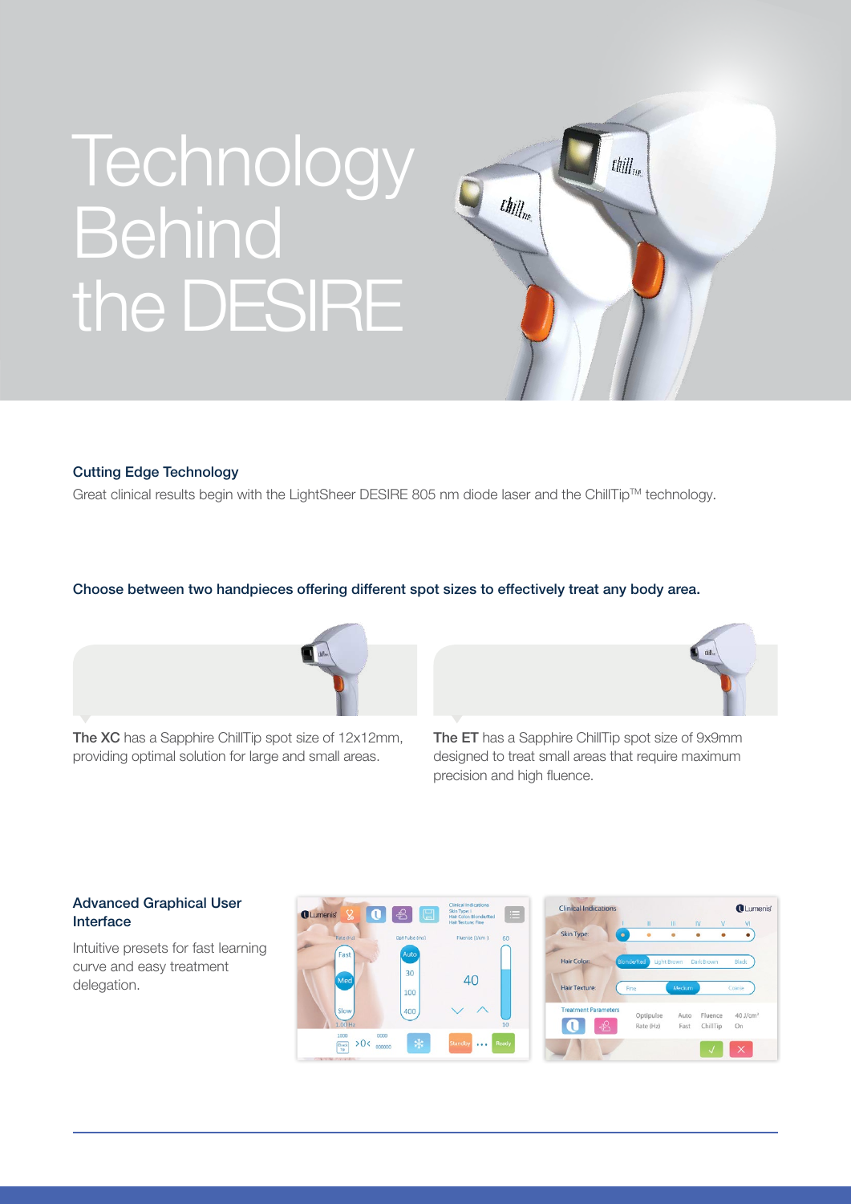# Technology Behind the DESIRE

### Cutting Edge Technology

Great clinical results begin with the LightSheer DESIRE 805 nm diode laser and the ChillTip™ technology.

**Choose between two handpieces offering different spot sizes to effectively treat any body area.**

**The XC** has a Sapphire ChillTip spot size of 12x12mm, providing optimal solution for large and small areas.

**The ET** has a Sapphire ChillTip spot size of 9x9mm designed to treat small areas that require maximum precision and high fluence.

### Advanced Graphical User Interface

Intuitive presets for fast learning curve and easy treatment delegation.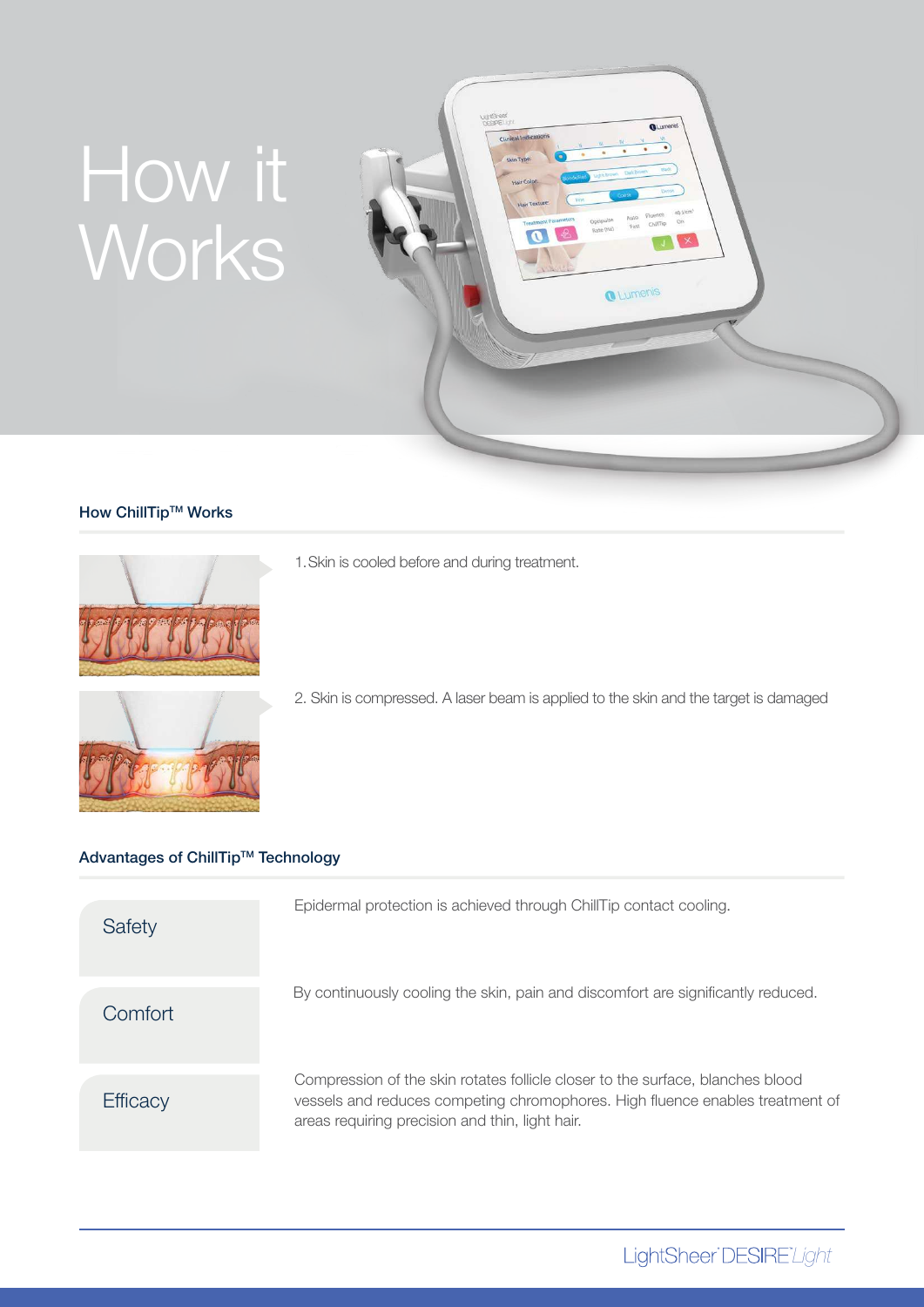# How it Works

### How ChillTip™ Works

1. Skin is cooled before and during treatment.

2. Skin is compressed. A laser beam is applied to the skin and the target is damaged

### Advantages of ChillTip™ Technology

| | |
|---|---|
| Safety | Epidermal protection is achieved through ChillTip contact cooling. |
| Comfort | By continuously cooling the skin, pain and discomfort are significantly reduced. |
| Efficacy | Compression of the skin rotates follicle closer to the surface, blanches blood vessels and reduces competing chromophores. High fluence enables treatment of areas requiring precision and thin, light hair. |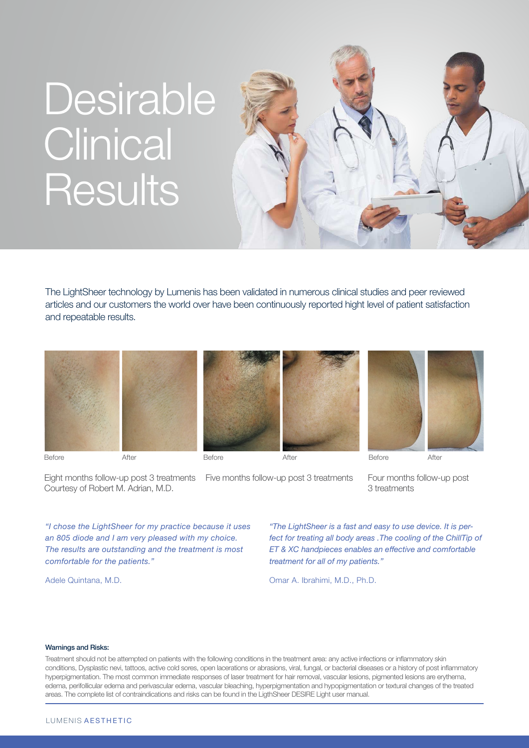# Desirable Clinical Results

The LightSheer technology by Lumenis has been validated in numerous clinical studies and peer reviewed articles and our customers the world over have been continuously reported hight level of patient satisfaction and repeatable results.

Before After

Eight months follow-up post 3 treatments
Courtesy of Robert M. Adrian, M.D.

Before After

Five months follow-up post 3 treatments

Before After

Four months follow-up post 3 treatments

*"I chose the LightSheer for my practice because it uses an 805 diode and I am very pleased with my choice. The results are outstanding and the treatment is most comfortable for the patients."*

Adele Quintana, M.D.

*"The LightSheer is a fast and easy to use device. It is perfect for treating all body areas .The cooling of the ChillTip of ET & XC handpieces enables an effective and comfortable treatment for all of my patients."*

Omar A. Ibrahimi, M.D., Ph.D.

**Warnings and Risks:**

Treatment should not be attempted on patients with the following conditions in the treatment area: any active infections or inflammatory skin conditions, Dysplastic nevi, tattoos, active cold sores, open lacerations or abrasions, viral, fungal, or bacterial diseases or a history of post inflammatory hyperpigmentation. The most common immediate responses of laser treatment for hair removal, vascular lesions, pigmented lesions are erythema, edema, perifollicular edema and perivascular edema, vascular bleaching, hyperpigmentation and hypopigmentation or textural changes of the treated areas. The complete list of contraindications and risks can be found in the LigthSheer DESIRE Light user manual.

LUMENIS AESTHETIC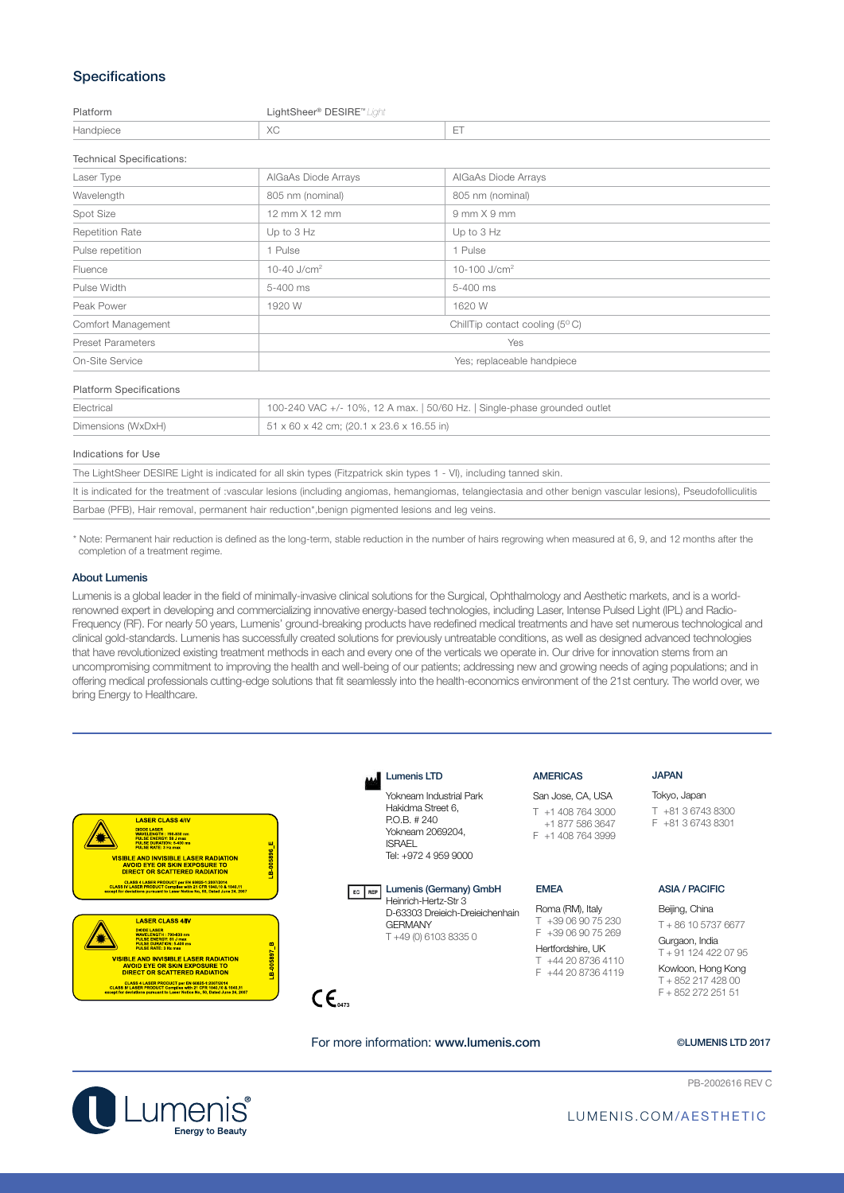## Specifications

| Platform | LightSheer® DESIRE™ *Light* | |
|---|---|---|
| Handpiece | XC | ET |

Technical Specifications:

| | | |
|---|---|---|
| Laser Type | AlGaAs Diode Arrays | AlGaAs Diode Arrays |
| Wavelength | 805 nm (nominal) | 805 nm (nominal) |
| Spot Size | 12 mm X 12 mm | 9 mm X 9 mm |
| Repetition Rate | Up to 3 Hz | Up to 3 Hz |
| Pulse repetition | 1 Pulse | 1 Pulse |
| Fluence | 10-40 J/cm² | 10-100 J/cm² |
| Pulse Width | 5-400 ms | 5-400 ms |
| Peak Power | 1920 W | 1620 W |
| Comfort Management | ChillTip contact cooling (5° C) | |
| Preset Parameters | Yes | |
| On-Site Service | Yes; replaceable handpiece | |

Platform Specifications

| | |
|---|---|
| Electrical | 100-240 VAC +/- 10%, 12 A max. \| 50/60 Hz. \| Single-phase grounded outlet |
| Dimensions (WxDxH) | 51 x 60 x 42 cm; (20.1 x 23.6 x 16.55 in) |

Indications for Use

The LightSheer DESIRE Light is indicated for all skin types (Fitzpatrick skin types 1 - VI), including tanned skin.

It is indicated for the treatment of :vascular lesions (including angiomas, hemangiomas, telangiectasia and other benign vascular lesions), Pseudofolliculitis Barbae (PFB), Hair removal, permanent hair reduction*,benign pigmented lesions and leg veins.

* Note: Permanent hair reduction is defined as the long-term, stable reduction in the number of hairs regrowing when measured at 6, 9, and 12 months after the completion of a treatment regime.

### About Lumenis

Lumenis is a global leader in the field of minimally-invasive clinical solutions for the Surgical, Ophthalmology and Aesthetic markets, and is a world-renowned expert in developing and commercializing innovative energy-based technologies, including Laser, Intense Pulsed Light (IPL) and Radio-Frequency (RF). For nearly 50 years, Lumenis' ground-breaking products have redefined medical treatments and have set numerous technological and clinical gold-standards. Lumenis has successfully created solutions for previously untreatable conditions, as well as designed advanced technologies that have revolutionized existing treatment methods in each and every one of the verticals we operate in. Our drive for innovation stems from an uncompromising commitment to improving the health and well-being of our patients; addressing new and growing needs of aging populations; and in offering medical professionals cutting-edge solutions that fit seamlessly into the health-economics environment of the 21st century. The world over, we bring Energy to Healthcare.

LASER CLASS 4/IV
DIODE LASER
WAVELENGTH : 790-830 nm
PULSE ENERGY: 58 J max
PULSE DURATION: 5-400 ms
PULSE RATE: 3 Hz max
VISIBLE AND INVISIBLE LASER RADIATION
AVOID EYE OR SKIN EXPOSURE TO
DIRECT OR SCATTERED RADIATION
CLASS 4 LASER PRODUCT per EN 60825-1:2007/2014
CLASS IV LASER PRODUCT Complies with 21 CFR 1040.10 & 1040.11
except for deviations pursuant to Laser Notice No. 50, Dated June 24, 2007
LB-005896_E

LASER CLASS 4/IV
DIODE LASER
WAVELENGTH : 790-830 nm
PULSE ENERGY: 81 J max
PULSE DURATION: 5-400 ms
PULSE RATE: 3 Hz max
VISIBLE AND INVISIBLE LASER RADIATION
AVOID EYE OR SKIN EXPOSURE TO
DIRECT OR SCATTERED RADIATION
CLASS 4 LASER PRODUCT per EN 60825-1:2007/2014
CLASS IV LASER PRODUCT Complies with 21 CFR 1040.10 & 1040.11
except for deviations pursuant to Laser Notice No. 50, Dated June 24, 2007
LB-005897_B

**Lumenis LTD**
Yokneam Industrial Park
Hakidma Street 6,
P.O.B. # 240
Yokneam 2069204,
ISRAEL
Tel: +972 4 959 9000

EC REP **Lumenis (Germany) GmbH**
Heinrich-Hertz-Str 3
D-63303 Dreieich-Dreieichenhain
GERMANY
T +49 (0) 6103 8335 0

CE 0473

**AMERICAS**
San Jose, CA, USA
T +1 408 764 3000
+1 877 586 3647
F +1 408 764 3999

**EMEA**
Roma (RM), Italy
T +39 06 90 75 230
F +39 06 90 75 269
Hertfordshire, UK
T +44 20 8736 4110
F +44 20 8736 4119

**JAPAN**
Tokyo, Japan
T +81 3 6743 8300
F +81 3 6743 8301

**ASIA / PACIFIC**
Beijing, China
T + 86 10 5737 6677
Gurgaon, India
T + 91 124 422 07 95
Kowloon, Hong Kong
T + 852 217 428 00
F + 852 272 251 51

For more information: **www.lumenis.com**

**©LUMENIS LTD 2017**

PB-2002616 REV C

Lumenis® Energy to Beauty

LUMENIS.COM/AESTHETIC